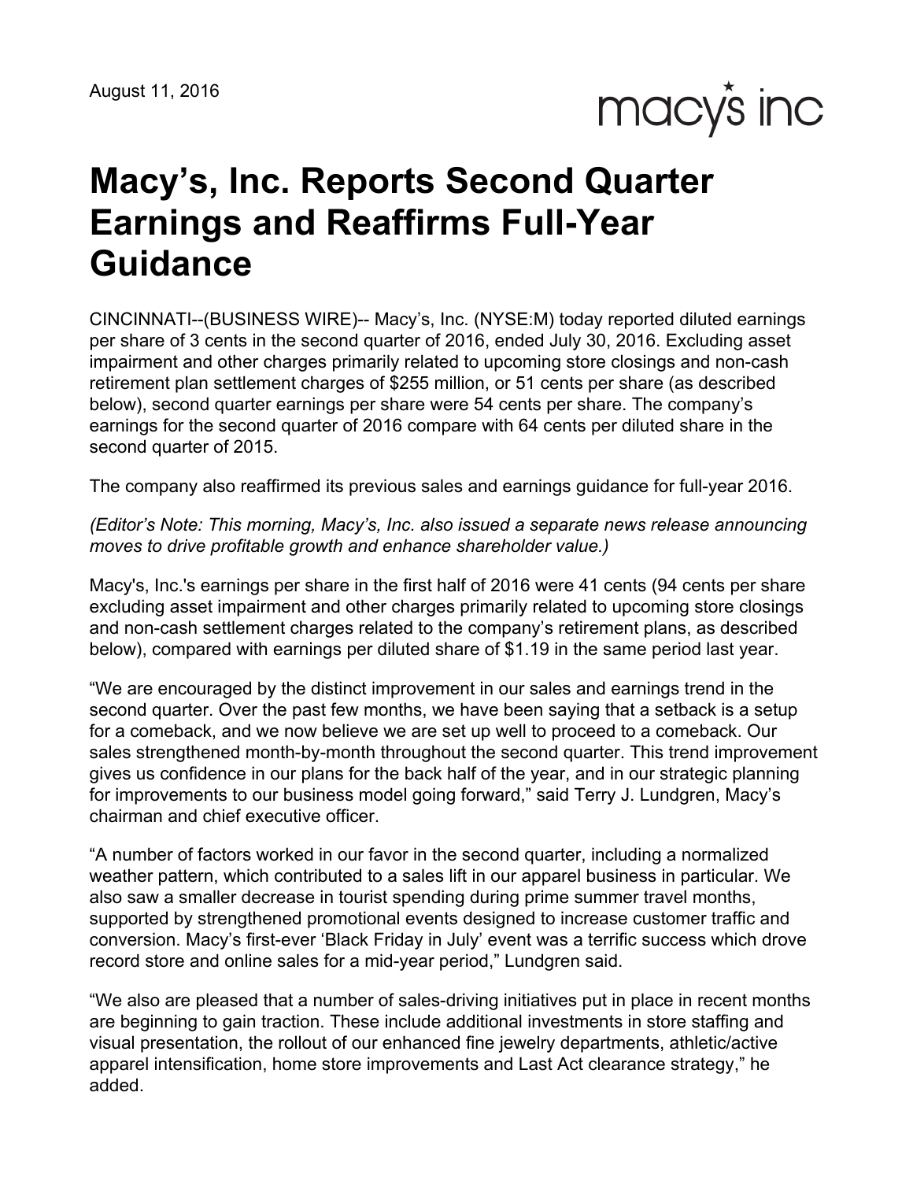August 11, 2016

macy's inc

# Macy's, Inc. Reports Second Quarter Earnings and Reaffirms Full-Year Guidance

CINCINNATI--(BUSINESS WIRE)-- Macy's, Inc. (NYSE:M) today reported diluted earnings per share of 3 cents in the second quarter of 2016, ended July 30, 2016. Excluding asset impairment and other charges primarily related to upcoming store closings and non-cash retirement plan settlement charges of $255 million, or 51 cents per share (as described below), second quarter earnings per share were 54 cents per share. The company's earnings for the second quarter of 2016 compare with 64 cents per diluted share in the second quarter of 2015.

The company also reaffirmed its previous sales and earnings guidance for full-year 2016.

*(Editor's Note: This morning, Macy's, Inc. also issued a separate news release announcing moves to drive profitable growth and enhance shareholder value.)*

Macy's, Inc.'s earnings per share in the first half of 2016 were 41 cents (94 cents per share excluding asset impairment and other charges primarily related to upcoming store closings and non-cash settlement charges related to the company's retirement plans, as described below), compared with earnings per diluted share of $1.19 in the same period last year.

"We are encouraged by the distinct improvement in our sales and earnings trend in the second quarter. Over the past few months, we have been saying that a setback is a setup for a comeback, and we now believe we are set up well to proceed to a comeback. Our sales strengthened month-by-month throughout the second quarter. This trend improvement gives us confidence in our plans for the back half of the year, and in our strategic planning for improvements to our business model going forward," said Terry J. Lundgren, Macy's chairman and chief executive officer.

"A number of factors worked in our favor in the second quarter, including a normalized weather pattern, which contributed to a sales lift in our apparel business in particular. We also saw a smaller decrease in tourist spending during prime summer travel months, supported by strengthened promotional events designed to increase customer traffic and conversion. Macy's first-ever 'Black Friday in July' event was a terrific success which drove record store and online sales for a mid-year period," Lundgren said.

"We also are pleased that a number of sales-driving initiatives put in place in recent months are beginning to gain traction. These include additional investments in store staffing and visual presentation, the rollout of our enhanced fine jewelry departments, athletic/active apparel intensification, home store improvements and Last Act clearance strategy," he added.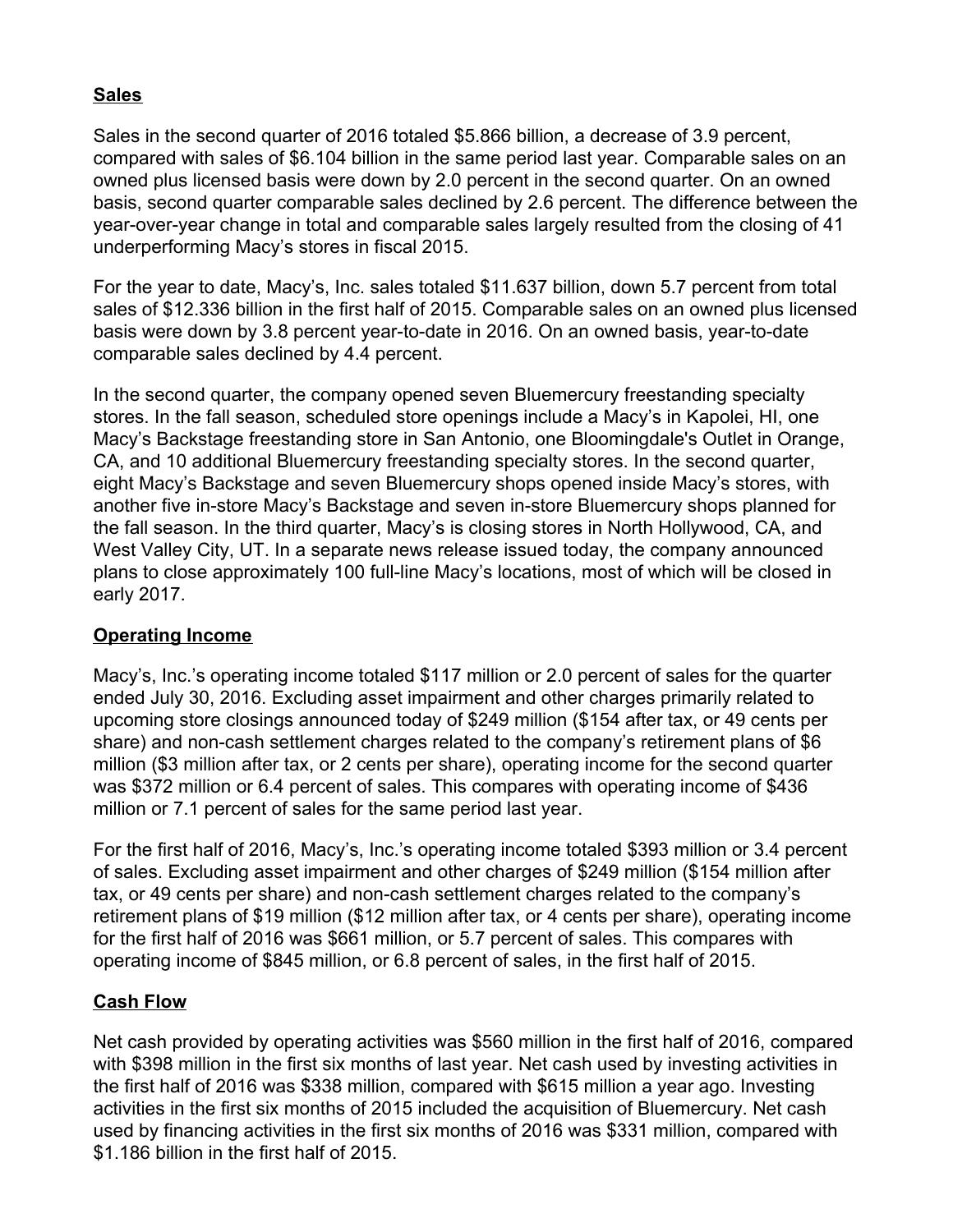## Sales

Sales in the second quarter of 2016 totaled $5.866 billion, a decrease of 3.9 percent, compared with sales of $6.104 billion in the same period last year. Comparable sales on an owned plus licensed basis were down by 2.0 percent in the second quarter. On an owned basis, second quarter comparable sales declined by 2.6 percent. The difference between the year-over-year change in total and comparable sales largely resulted from the closing of 41 underperforming Macy's stores in fiscal 2015.

For the year to date, Macy's, Inc. sales totaled $11.637 billion, down 5.7 percent from total sales of $12.336 billion in the first half of 2015. Comparable sales on an owned plus licensed basis were down by 3.8 percent year-to-date in 2016. On an owned basis, year-to-date comparable sales declined by 4.4 percent.

In the second quarter, the company opened seven Bluemercury freestanding specialty stores. In the fall season, scheduled store openings include a Macy's in Kapolei, HI, one Macy's Backstage freestanding store in San Antonio, one Bloomingdale's Outlet in Orange, CA, and 10 additional Bluemercury freestanding specialty stores. In the second quarter, eight Macy's Backstage and seven Bluemercury shops opened inside Macy's stores, with another five in-store Macy's Backstage and seven in-store Bluemercury shops planned for the fall season. In the third quarter, Macy's is closing stores in North Hollywood, CA, and West Valley City, UT. In a separate news release issued today, the company announced plans to close approximately 100 full-line Macy's locations, most of which will be closed in early 2017.

## Operating Income

Macy's, Inc.'s operating income totaled $117 million or 2.0 percent of sales for the quarter ended July 30, 2016. Excluding asset impairment and other charges primarily related to upcoming store closings announced today of $249 million ($154 after tax, or 49 cents per share) and non-cash settlement charges related to the company's retirement plans of $6 million ($3 million after tax, or 2 cents per share), operating income for the second quarter was $372 million or 6.4 percent of sales. This compares with operating income of $436 million or 7.1 percent of sales for the same period last year.

For the first half of 2016, Macy's, Inc.'s operating income totaled $393 million or 3.4 percent of sales. Excluding asset impairment and other charges of $249 million ($154 million after tax, or 49 cents per share) and non-cash settlement charges related to the company's retirement plans of $19 million ($12 million after tax, or 4 cents per share), operating income for the first half of 2016 was $661 million, or 5.7 percent of sales. This compares with operating income of $845 million, or 6.8 percent of sales, in the first half of 2015.

## Cash Flow

Net cash provided by operating activities was $560 million in the first half of 2016, compared with $398 million in the first six months of last year. Net cash used by investing activities in the first half of 2016 was $338 million, compared with $615 million a year ago. Investing activities in the first six months of 2015 included the acquisition of Bluemercury. Net cash used by financing activities in the first six months of 2016 was $331 million, compared with $1.186 billion in the first half of 2015.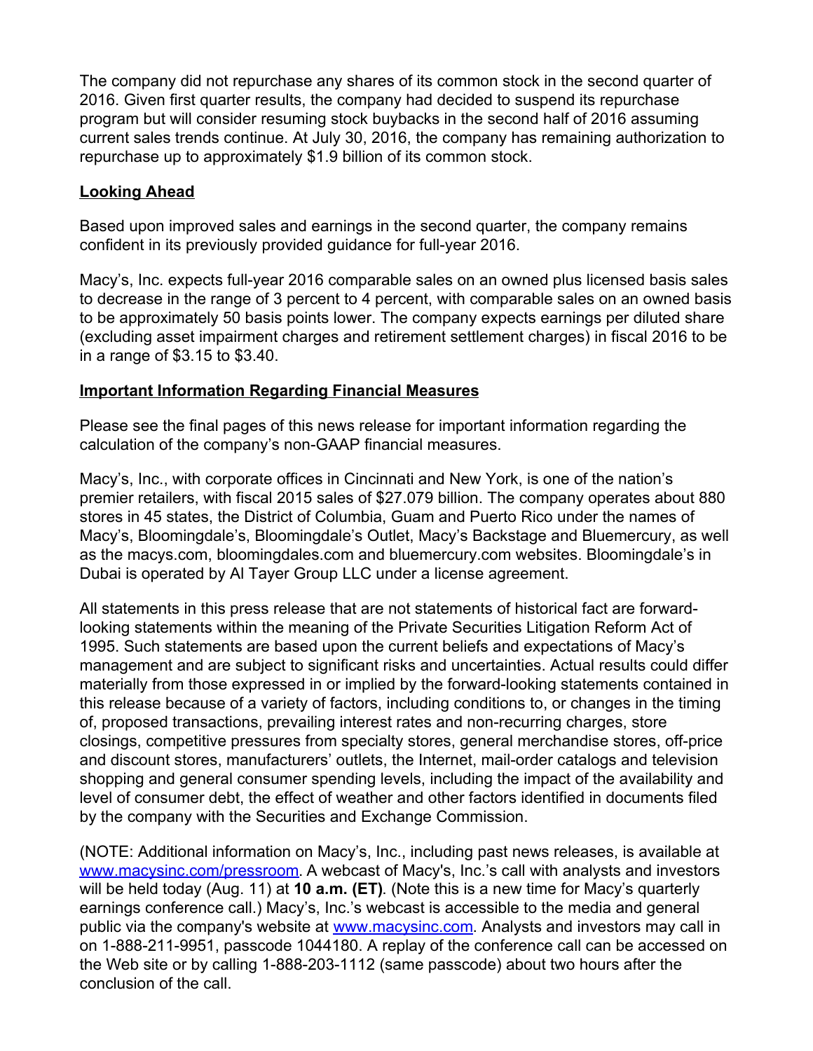The company did not repurchase any shares of its common stock in the second quarter of 2016. Given first quarter results, the company had decided to suspend its repurchase program but will consider resuming stock buybacks in the second half of 2016 assuming current sales trends continue. At July 30, 2016, the company has remaining authorization to repurchase up to approximately $1.9 billion of its common stock.

## Looking Ahead

Based upon improved sales and earnings in the second quarter, the company remains confident in its previously provided guidance for full-year 2016.

Macy's, Inc. expects full-year 2016 comparable sales on an owned plus licensed basis sales to decrease in the range of 3 percent to 4 percent, with comparable sales on an owned basis to be approximately 50 basis points lower. The company expects earnings per diluted share (excluding asset impairment charges and retirement settlement charges) in fiscal 2016 to be in a range of $3.15 to $3.40.

## Important Information Regarding Financial Measures

Please see the final pages of this news release for important information regarding the calculation of the company's non-GAAP financial measures.

Macy's, Inc., with corporate offices in Cincinnati and New York, is one of the nation's premier retailers, with fiscal 2015 sales of $27.079 billion. The company operates about 880 stores in 45 states, the District of Columbia, Guam and Puerto Rico under the names of Macy's, Bloomingdale's, Bloomingdale's Outlet, Macy's Backstage and Bluemercury, as well as the macys.com, bloomingdales.com and bluemercury.com websites. Bloomingdale's in Dubai is operated by Al Tayer Group LLC under a license agreement.

All statements in this press release that are not statements of historical fact are forward-looking statements within the meaning of the Private Securities Litigation Reform Act of 1995. Such statements are based upon the current beliefs and expectations of Macy's management and are subject to significant risks and uncertainties. Actual results could differ materially from those expressed in or implied by the forward-looking statements contained in this release because of a variety of factors, including conditions to, or changes in the timing of, proposed transactions, prevailing interest rates and non-recurring charges, store closings, competitive pressures from specialty stores, general merchandise stores, off-price and discount stores, manufacturers' outlets, the Internet, mail-order catalogs and television shopping and general consumer spending levels, including the impact of the availability and level of consumer debt, the effect of weather and other factors identified in documents filed by the company with the Securities and Exchange Commission.

(NOTE: Additional information on Macy's, Inc., including past news releases, is available at [www.macysinc.com/pressroom](www.macysinc.com/pressroom). A webcast of Macy's, Inc.'s call with analysts and investors will be held today (Aug. 11) at **10 a.m. (ET)**. (Note this is a new time for Macy's quarterly earnings conference call.) Macy's, Inc.'s webcast is accessible to the media and general public via the company's website at [www.macysinc.com](www.macysinc.com). Analysts and investors may call in on 1-888-211-9951, passcode 1044180. A replay of the conference call can be accessed on the Web site or by calling 1-888-203-1112 (same passcode) about two hours after the conclusion of the call.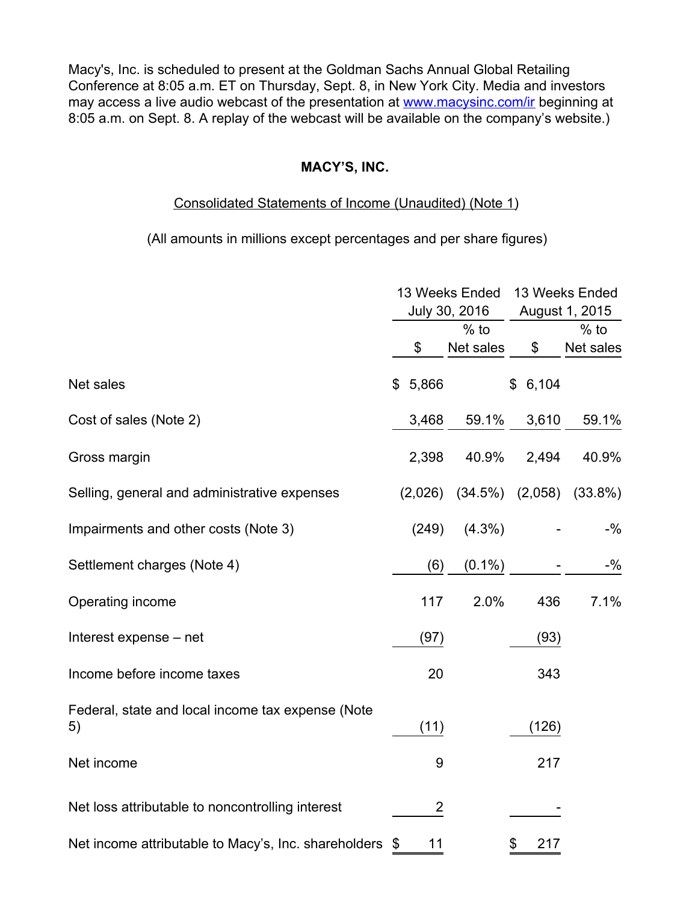Macy's, Inc. is scheduled to present at the Goldman Sachs Annual Global Retailing Conference at 8:05 a.m. ET on Thursday, Sept. 8, in New York City. Media and investors may access a live audio webcast of the presentation at www.macysinc.com/ir beginning at 8:05 a.m. on Sept. 8. A replay of the webcast will be available on the company's website.)

**MACY'S, INC.**

Consolidated Statements of Income (Unaudited) (Note 1)

(All amounts in millions except percentages and per share figures)

| | 13 Weeks Ended July 30, 2016 | | 13 Weeks Ended August 1, 2015 | |
|---|---|---|---|---|
| | $ | % to Net sales | $ | % to Net sales |
| Net sales | $ 5,866 | | $ 6,104 | |
| Cost of sales (Note 2) | 3,468 | 59.1% | 3,610 | 59.1% |
| Gross margin | 2,398 | 40.9% | 2,494 | 40.9% |
| Selling, general and administrative expenses | (2,026) | (34.5%) | (2,058) | (33.8%) |
| Impairments and other costs (Note 3) | (249) | (4.3%) | - | -% |
| Settlement charges (Note 4) | (6) | (0.1%) | - | -% |
| Operating income | 117 | 2.0% | 436 | 7.1% |
| Interest expense – net | (97) | | (93) | |
| Income before income taxes | 20 | | 343 | |
| Federal, state and local income tax expense (Note 5) | (11) | | (126) | |
| Net income | 9 | | 217 | |
| Net loss attributable to noncontrolling interest | 2 | | - | |
| Net income attributable to Macy's, Inc. shareholders | $ 11 | | $ 217 | |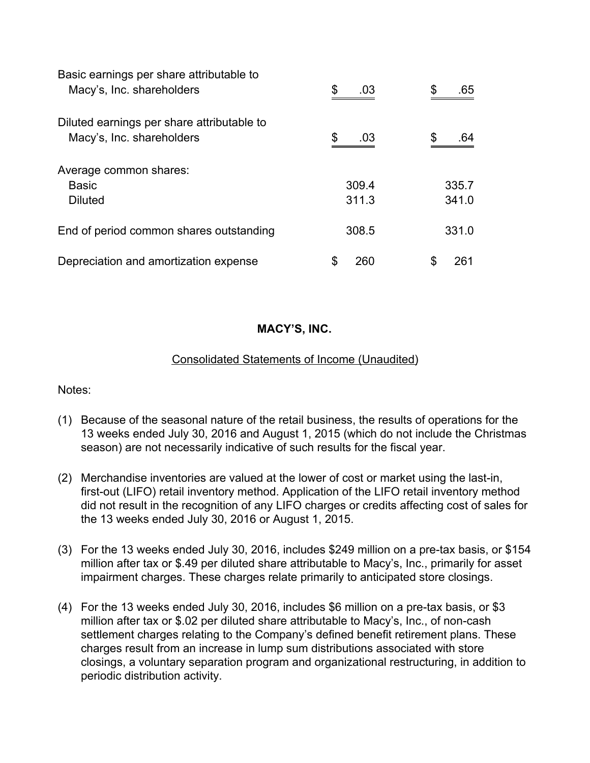| | | |
|---|---|---|
| Basic earnings per share attributable to Macy's, Inc. shareholders | $ .03 | $ .65 |
| Diluted earnings per share attributable to Macy's, Inc. shareholders | $ .03 | $ .64 |
| Average common shares: | | |
| Basic | 309.4 | 335.7 |
| Diluted | 311.3 | 341.0 |
| End of period common shares outstanding | 308.5 | 331.0 |
| Depreciation and amortization expense | $ 260 | $ 261 |

**MACY'S, INC.**

Consolidated Statements of Income (Unaudited)

Notes:

(1) Because of the seasonal nature of the retail business, the results of operations for the 13 weeks ended July 30, 2016 and August 1, 2015 (which do not include the Christmas season) are not necessarily indicative of such results for the fiscal year.

(2) Merchandise inventories are valued at the lower of cost or market using the last-in, first-out (LIFO) retail inventory method. Application of the LIFO retail inventory method did not result in the recognition of any LIFO charges or credits affecting cost of sales for the 13 weeks ended July 30, 2016 or August 1, 2015.

(3) For the 13 weeks ended July 30, 2016, includes $249 million on a pre-tax basis, or $154 million after tax or $.49 per diluted share attributable to Macy's, Inc., primarily for asset impairment charges. These charges relate primarily to anticipated store closings.

(4) For the 13 weeks ended July 30, 2016, includes $6 million on a pre-tax basis, or $3 million after tax or $.02 per diluted share attributable to Macy's, Inc., of non-cash settlement charges relating to the Company's defined benefit retirement plans. These charges result from an increase in lump sum distributions associated with store closings, a voluntary separation program and organizational restructuring, in addition to periodic distribution activity.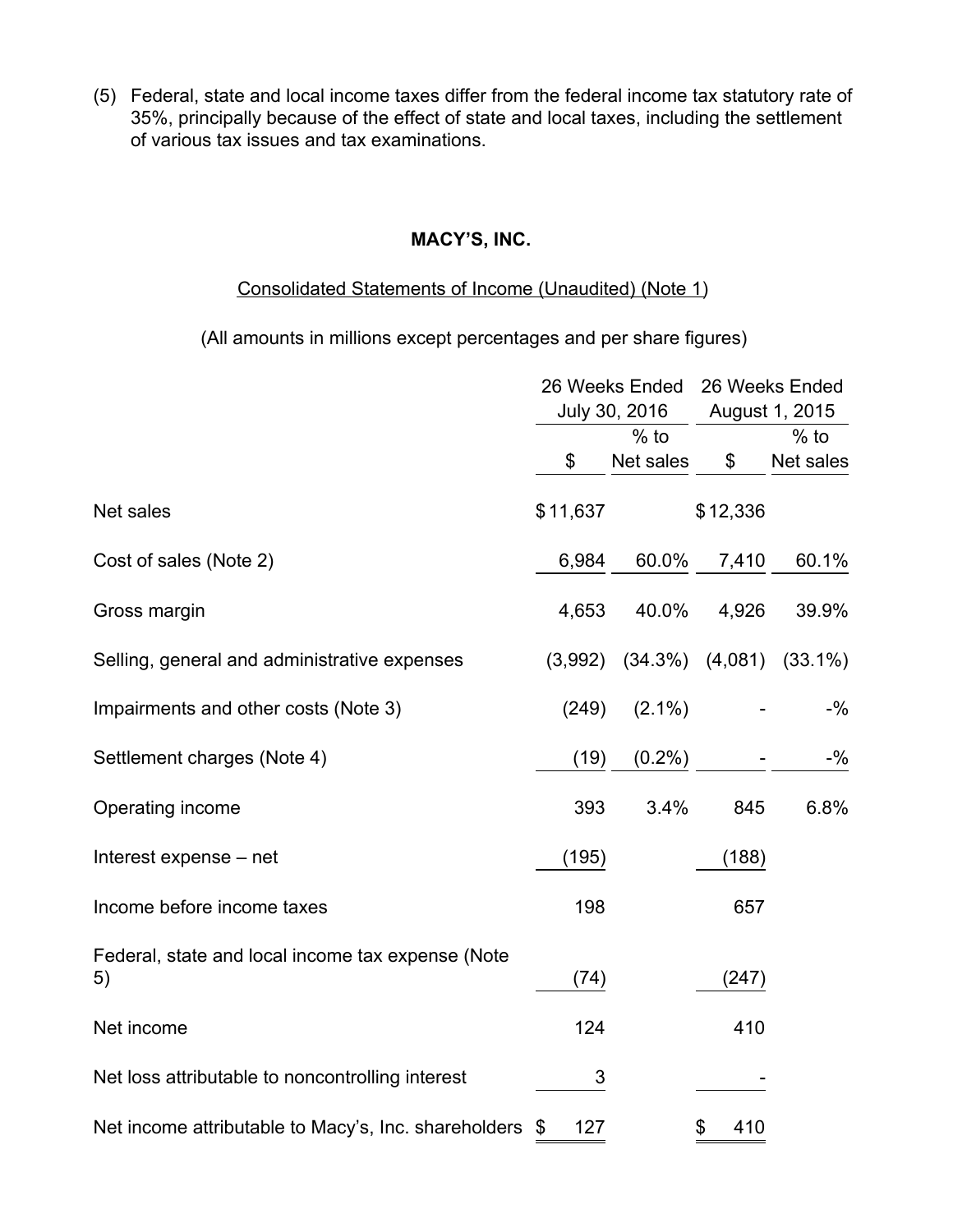(5) Federal, state and local income taxes differ from the federal income tax statutory rate of 35%, principally because of the effect of state and local taxes, including the settlement of various tax issues and tax examinations.

**MACY'S, INC.**

Consolidated Statements of Income (Unaudited) (Note 1)

(All amounts in millions except percentages and per share figures)

| | 26 Weeks Ended July 30, 2016 | | 26 Weeks Ended August 1, 2015 | |
|---|---|---|---|---|
| | $ | % to Net sales | $ | % to Net sales |
| Net sales | $11,637 | | $12,336 | |
| Cost of sales (Note 2) | 6,984 | 60.0% | 7,410 | 60.1% |
| Gross margin | 4,653 | 40.0% | 4,926 | 39.9% |
| Selling, general and administrative expenses | (3,992) | (34.3%) | (4,081) | (33.1%) |
| Impairments and other costs (Note 3) | (249) | (2.1%) | - | -% |
| Settlement charges (Note 4) | (19) | (0.2%) | - | -% |
| Operating income | 393 | 3.4% | 845 | 6.8% |
| Interest expense – net | (195) | | (188) | |
| Income before income taxes | 198 | | 657 | |
| Federal, state and local income tax expense (Note 5) | (74) | | (247) | |
| Net income | 124 | | 410 | |
| Net loss attributable to noncontrolling interest | 3 | | - | |
| Net income attributable to Macy's, Inc. shareholders | $ 127 | | $ 410 | |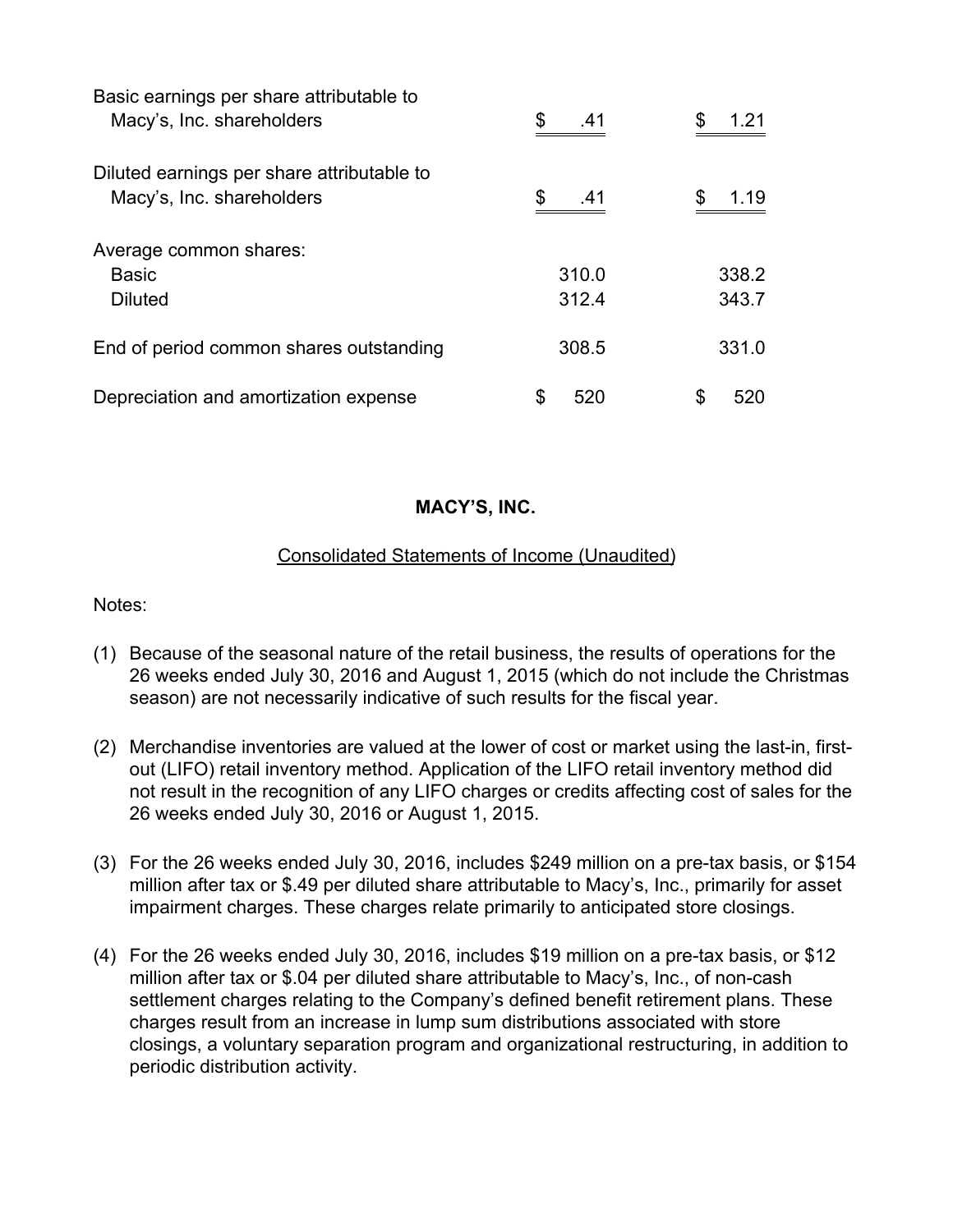| | | |
|---|---|---|
| Basic earnings per share attributable to Macy's, Inc. shareholders | $ .41 | $ 1.21 |
| Diluted earnings per share attributable to Macy's, Inc. shareholders | $ .41 | $ 1.19 |
| Average common shares: | | |
| Basic | 310.0 | 338.2 |
| Diluted | 312.4 | 343.7 |
| End of period common shares outstanding | 308.5 | 331.0 |
| Depreciation and amortization expense | $ 520 | $ 520 |

**MACY'S, INC.**

Consolidated Statements of Income (Unaudited)

Notes:

(1) Because of the seasonal nature of the retail business, the results of operations for the 26 weeks ended July 30, 2016 and August 1, 2015 (which do not include the Christmas season) are not necessarily indicative of such results for the fiscal year.

(2) Merchandise inventories are valued at the lower of cost or market using the last-in, first-out (LIFO) retail inventory method. Application of the LIFO retail inventory method did not result in the recognition of any LIFO charges or credits affecting cost of sales for the 26 weeks ended July 30, 2016 or August 1, 2015.

(3) For the 26 weeks ended July 30, 2016, includes $249 million on a pre-tax basis, or $154 million after tax or $.49 per diluted share attributable to Macy's, Inc., primarily for asset impairment charges. These charges relate primarily to anticipated store closings.

(4) For the 26 weeks ended July 30, 2016, includes $19 million on a pre-tax basis, or $12 million after tax or $.04 per diluted share attributable to Macy's, Inc., of non-cash settlement charges relating to the Company's defined benefit retirement plans. These charges result from an increase in lump sum distributions associated with store closings, a voluntary separation program and organizational restructuring, in addition to periodic distribution activity.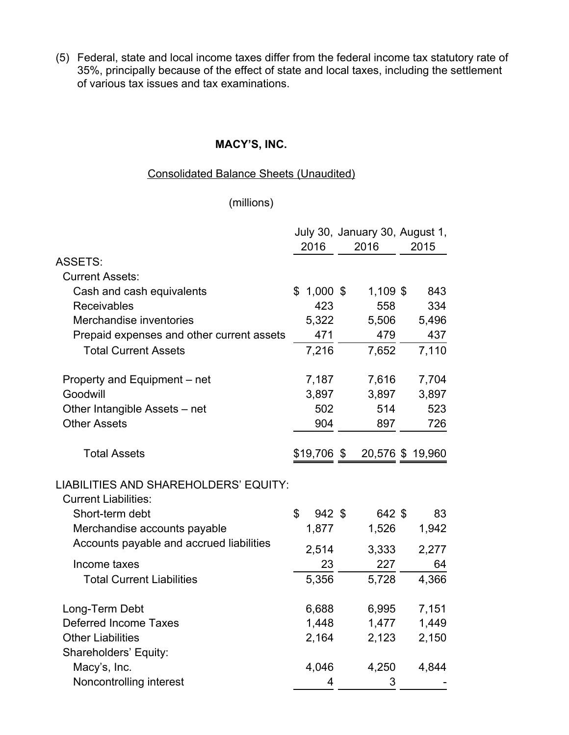(5) Federal, state and local income taxes differ from the federal income tax statutory rate of 35%, principally because of the effect of state and local taxes, including the settlement of various tax issues and tax examinations.

**MACY'S, INC.**

Consolidated Balance Sheets (Unaudited)

(millions)

| | July 30, 2016 | January 30, 2016 | August 1, 2015 |
|---|---|---|---|
| ASSETS: | | | |
| Current Assets: | | | |
| Cash and cash equivalents | $ 1,000 | $ 1,109 | $ 843 |
| Receivables | 423 | 558 | 334 |
| Merchandise inventories | 5,322 | 5,506 | 5,496 |
| Prepaid expenses and other current assets | 471 | 479 | 437 |
| Total Current Assets | 7,216 | 7,652 | 7,110 |
| Property and Equipment – net | 7,187 | 7,616 | 7,704 |
| Goodwill | 3,897 | 3,897 | 3,897 |
| Other Intangible Assets – net | 502 | 514 | 523 |
| Other Assets | 904 | 897 | 726 |
| Total Assets | $19,706 | $ 20,576 | $ 19,960 |
| LIABILITIES AND SHAREHOLDERS' EQUITY: | | | |
| Current Liabilities: | | | |
| Short-term debt | $ 942 | $ 642 | $ 83 |
| Merchandise accounts payable | 1,877 | 1,526 | 1,942 |
| Accounts payable and accrued liabilities | 2,514 | 3,333 | 2,277 |
| Income taxes | 23 | 227 | 64 |
| Total Current Liabilities | 5,356 | 5,728 | 4,366 |
| Long-Term Debt | 6,688 | 6,995 | 7,151 |
| Deferred Income Taxes | 1,448 | 1,477 | 1,449 |
| Other Liabilities | 2,164 | 2,123 | 2,150 |
| Shareholders' Equity: | | | |
| Macy's, Inc. | 4,046 | 4,250 | 4,844 |
| Noncontrolling interest | 4 | 3 | - |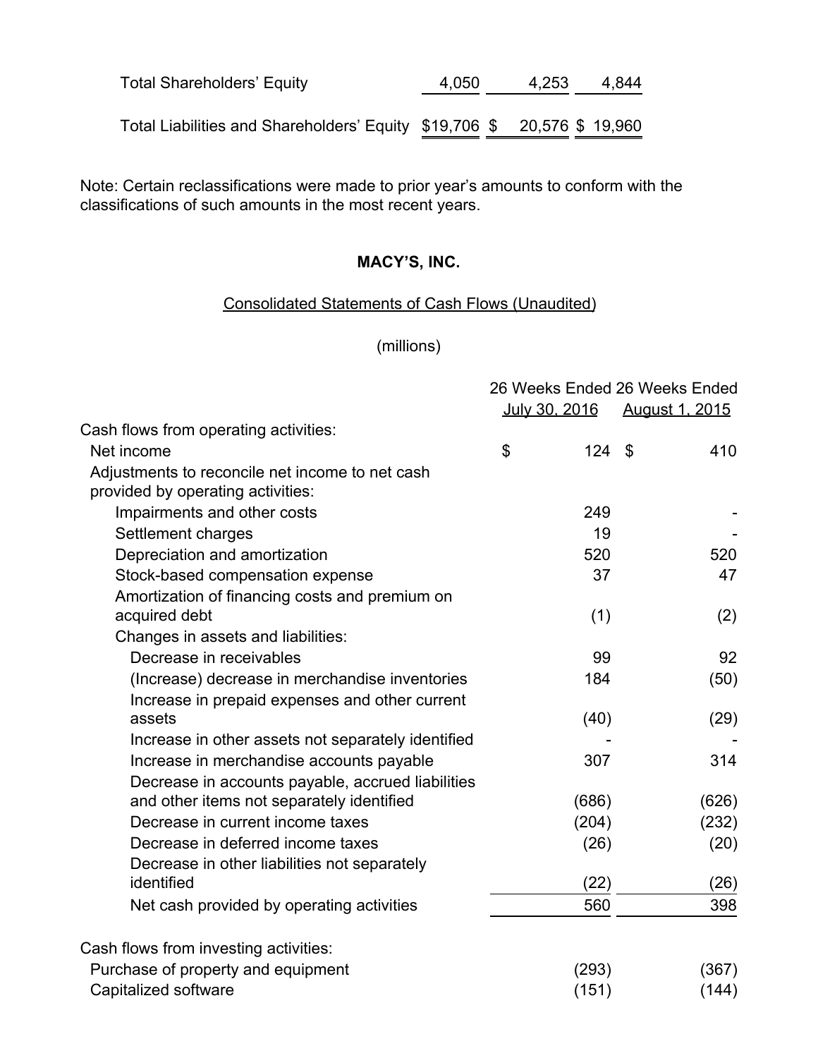| | | | |
|---|---|---|---|
| Total Shareholders' Equity | 4,050 | 4,253 | 4,844 |
| Total Liabilities and Shareholders' Equity | $19,706 | $ 20,576 | $ 19,960 |

Note: Certain reclassifications were made to prior year's amounts to conform with the classifications of such amounts in the most recent years.

**MACY'S, INC.**

Consolidated Statements of Cash Flows (Unaudited)

(millions)

| | 26 Weeks Ended July 30, 2016 | 26 Weeks Ended August 1, 2015 |
|---|---|---|
| Cash flows from operating activities: | | |
| Net income | $ 124 | $ 410 |
| Adjustments to reconcile net income to net cash provided by operating activities: | | |
| Impairments and other costs | 249 | - |
| Settlement charges | 19 | - |
| Depreciation and amortization | 520 | 520 |
| Stock-based compensation expense | 37 | 47 |
| Amortization of financing costs and premium on acquired debt | (1) | (2) |
| Changes in assets and liabilities: | | |
| Decrease in receivables | 99 | 92 |
| (Increase) decrease in merchandise inventories | 184 | (50) |
| Increase in prepaid expenses and other current assets | (40) | (29) |
| Increase in other assets not separately identified | - | - |
| Increase in merchandise accounts payable | 307 | 314 |
| Decrease in accounts payable, accrued liabilities and other items not separately identified | (686) | (626) |
| Decrease in current income taxes | (204) | (232) |
| Decrease in deferred income taxes | (26) | (20) |
| Decrease in other liabilities not separately identified | (22) | (26) |
| Net cash provided by operating activities | 560 | 398 |
| Cash flows from investing activities: | | |
| Purchase of property and equipment | (293) | (367) |
| Capitalized software | (151) | (144) |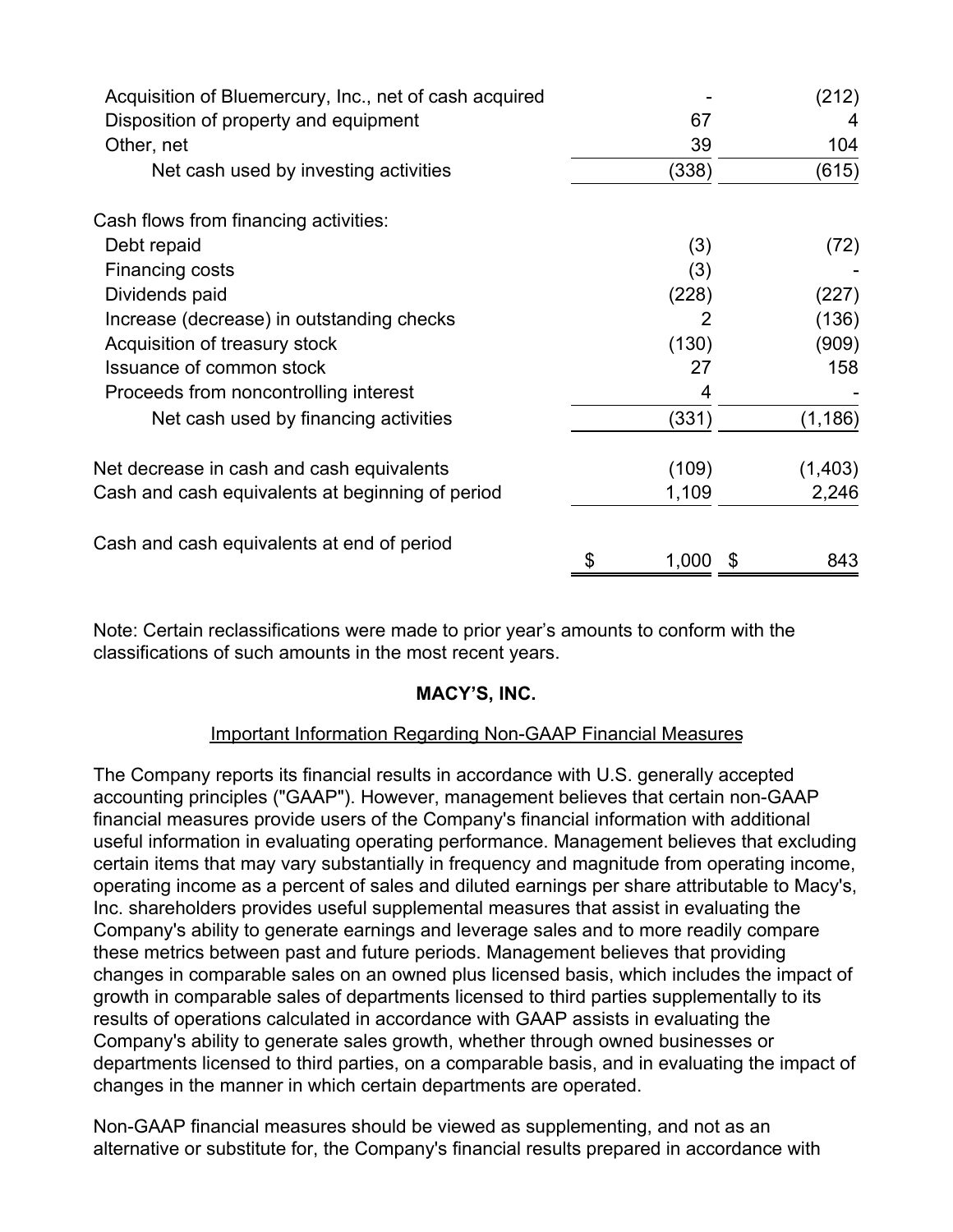| | | |
|---|---|---|
| Acquisition of Bluemercury, Inc., net of cash acquired | - | (212) |
| Disposition of property and equipment | 67 | 4 |
| Other, net | 39 | 104 |
| Net cash used by investing activities | (338) | (615) |
| | | |
| Cash flows from financing activities: | | |
| Debt repaid | (3) | (72) |
| Financing costs | (3) | - |
| Dividends paid | (228) | (227) |
| Increase (decrease) in outstanding checks | 2 | (136) |
| Acquisition of treasury stock | (130) | (909) |
| Issuance of common stock | 27 | 158 |
| Proceeds from noncontrolling interest | 4 | - |
| Net cash used by financing activities | (331) | (1,186) |
| | | |
| Net decrease in cash and cash equivalents | (109) | (1,403) |
| Cash and cash equivalents at beginning of period | 1,109 | 2,246 |
| | | |
| Cash and cash equivalents at end of period | $ 1,000 | $ 843 |

Note: Certain reclassifications were made to prior year's amounts to conform with the classifications of such amounts in the most recent years.

**MACY'S, INC.**

Important Information Regarding Non-GAAP Financial Measures

The Company reports its financial results in accordance with U.S. generally accepted accounting principles ("GAAP"). However, management believes that certain non-GAAP financial measures provide users of the Company's financial information with additional useful information in evaluating operating performance. Management believes that excluding certain items that may vary substantially in frequency and magnitude from operating income, operating income as a percent of sales and diluted earnings per share attributable to Macy's, Inc. shareholders provides useful supplemental measures that assist in evaluating the Company's ability to generate earnings and leverage sales and to more readily compare these metrics between past and future periods. Management believes that providing changes in comparable sales on an owned plus licensed basis, which includes the impact of growth in comparable sales of departments licensed to third parties supplementally to its results of operations calculated in accordance with GAAP assists in evaluating the Company's ability to generate sales growth, whether through owned businesses or departments licensed to third parties, on a comparable basis, and in evaluating the impact of changes in the manner in which certain departments are operated.

Non-GAAP financial measures should be viewed as supplementing, and not as an alternative or substitute for, the Company's financial results prepared in accordance with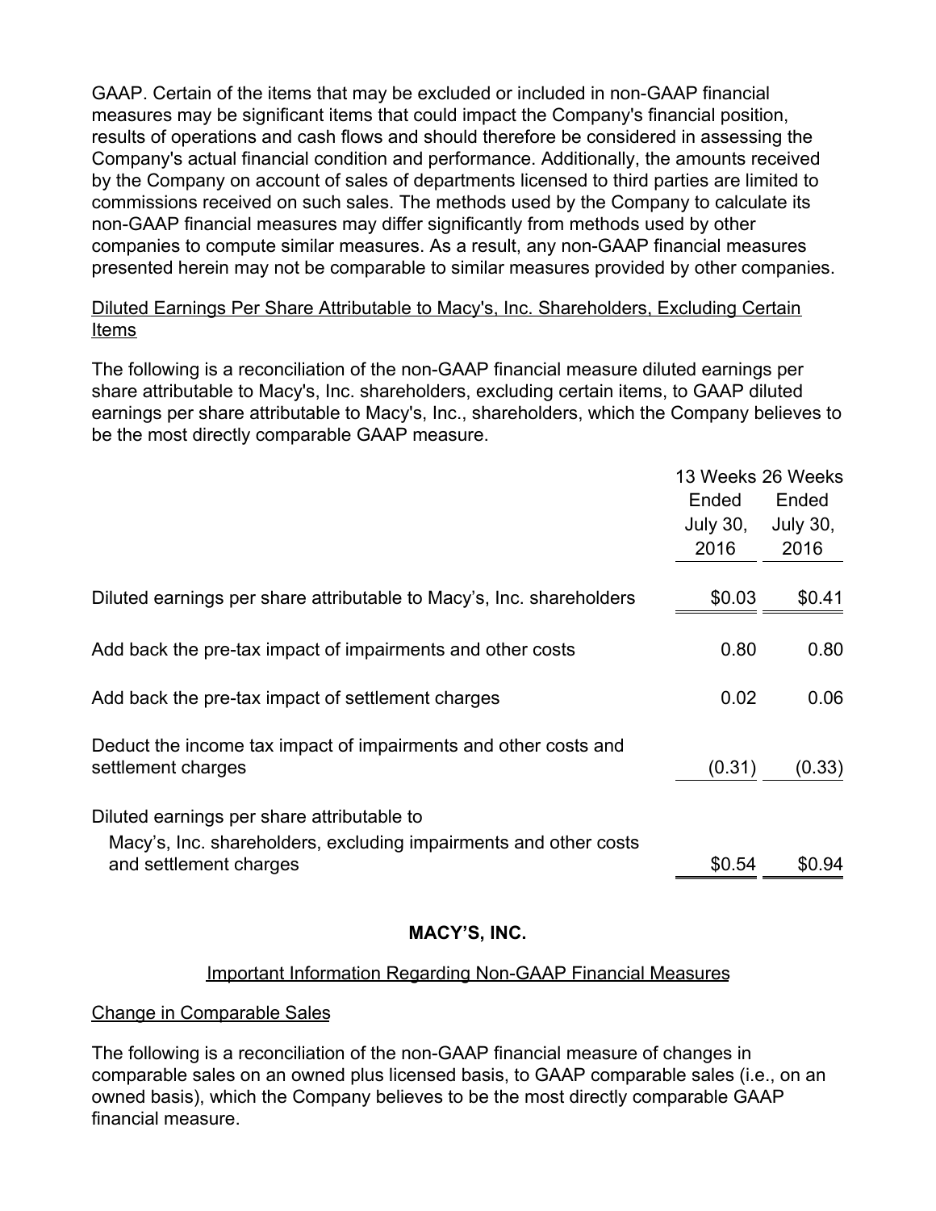GAAP. Certain of the items that may be excluded or included in non-GAAP financial measures may be significant items that could impact the Company's financial position, results of operations and cash flows and should therefore be considered in assessing the Company's actual financial condition and performance. Additionally, the amounts received by the Company on account of sales of departments licensed to third parties are limited to commissions received on such sales. The methods used by the Company to calculate its non-GAAP financial measures may differ significantly from methods used by other companies to compute similar measures. As a result, any non-GAAP financial measures presented herein may not be comparable to similar measures provided by other companies.

Diluted Earnings Per Share Attributable to Macy's, Inc. Shareholders, Excluding Certain Items

The following is a reconciliation of the non-GAAP financial measure diluted earnings per share attributable to Macy's, Inc. shareholders, excluding certain items, to GAAP diluted earnings per share attributable to Macy's, Inc., shareholders, which the Company believes to be the most directly comparable GAAP measure.

| | 13 Weeks Ended July 30, 2016 | 26 Weeks Ended July 30, 2016 |
|---|---|---|
| Diluted earnings per share attributable to Macy's, Inc. shareholders | $0.03 | $0.41 |
| Add back the pre-tax impact of impairments and other costs | 0.80 | 0.80 |
| Add back the pre-tax impact of settlement charges | 0.02 | 0.06 |
| Deduct the income tax impact of impairments and other costs and settlement charges | (0.31) | (0.33) |
| Diluted earnings per share attributable to Macy's, Inc. shareholders, excluding impairments and other costs and settlement charges | $0.54 | $0.94 |

## MACY'S, INC.

Important Information Regarding Non-GAAP Financial Measures

Change in Comparable Sales

The following is a reconciliation of the non-GAAP financial measure of changes in comparable sales on an owned plus licensed basis, to GAAP comparable sales (i.e., on an owned basis), which the Company believes to be the most directly comparable GAAP financial measure.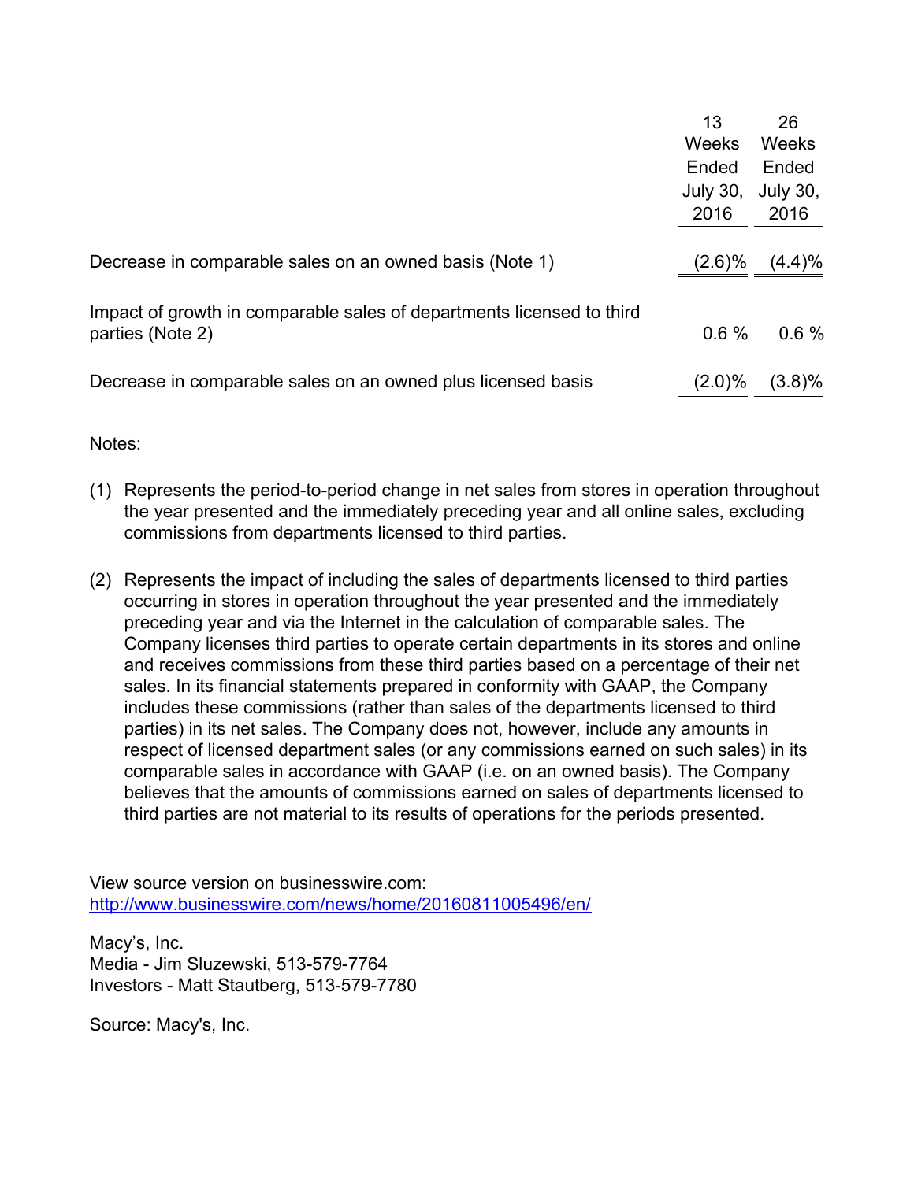| | 13 Weeks Ended July 30, 2016 | 26 Weeks Ended July 30, 2016 |
|---|---|---|
| Decrease in comparable sales on an owned basis (Note 1) | (2.6)% | (4.4)% |
| Impact of growth in comparable sales of departments licensed to third parties (Note 2) | 0.6 % | 0.6 % |
| Decrease in comparable sales on an owned plus licensed basis | (2.0)% | (3.8)% |

Notes:

(1) Represents the period-to-period change in net sales from stores in operation throughout the year presented and the immediately preceding year and all online sales, excluding commissions from departments licensed to third parties.

(2) Represents the impact of including the sales of departments licensed to third parties occurring in stores in operation throughout the year presented and the immediately preceding year and via the Internet in the calculation of comparable sales. The Company licenses third parties to operate certain departments in its stores and online and receives commissions from these third parties based on a percentage of their net sales. In its financial statements prepared in conformity with GAAP, the Company includes these commissions (rather than sales of the departments licensed to third parties) in its net sales. The Company does not, however, include any amounts in respect of licensed department sales (or any commissions earned on such sales) in its comparable sales in accordance with GAAP (i.e. on an owned basis). The Company believes that the amounts of commissions earned on sales of departments licensed to third parties are not material to its results of operations for the periods presented.

View source version on businesswire.com: http://www.businesswire.com/news/home/20160811005496/en/

Macy's, Inc.
Media - Jim Sluzewski, 513-579-7764
Investors - Matt Stautberg, 513-579-7780

Source: Macy's, Inc.